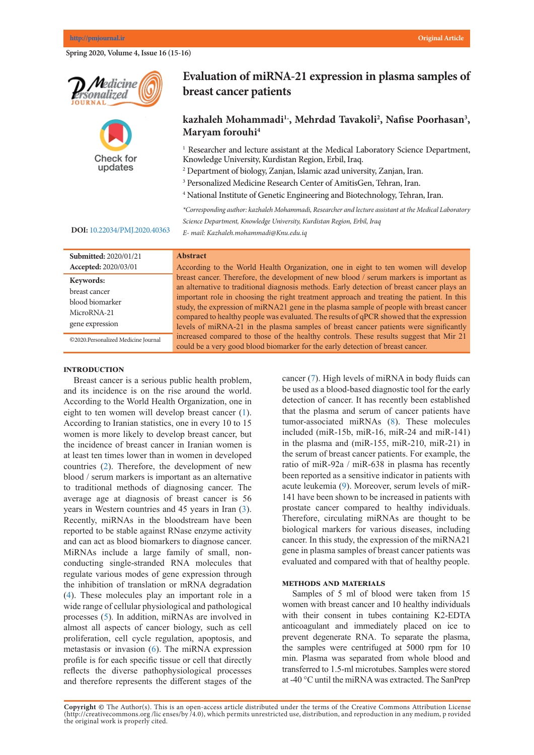# Evaluation of miRNA-21 expression in plasma samples of breast cancer patients

**kazhaleh Mohammadi[1*], Mehrdad Tavakoli[2], Nafise Poorhasan[3], Maryam forouhi[4]**

[1] Researcher and lecture assistant at the Medical Laboratory Science Department, Knowledge University, Kurdistan Region, Erbil, Iraq.

[2] Department of biology, Zanjan, Islamic azad university, Zanjan, Iran.

[3] Personalized Medicine Research Center of AmitisGen, Tehran, Iran.

[4] National Institute of Genetic Engineering and Biotechnology, Tehran, Iran.

*\*Corresponding author: kazhaleh Mohammadi, Researcher and lecture assistant at the Medical Laboratory Science Department, Knowledge University, Kurdistan Region, Erbil, Iraq*

*E- mail: Kazhaleh.mohammadi@Knu.edu.iq*

**DOI:** 10.22034/PMJ.2020.40363

**Submitted:** 2020/01/21

**Accepted:** 2020/03/01

**Keywords:**
breast cancer
blood biomarker
MicroRNA-21
gene expression

©2020.Personalized Medicine Journal

## Abstract

According to the World Health Organization, one in eight to ten women will develop breast cancer. Therefore, the development of new blood / serum markers is important as an alternative to traditional diagnosis methods. Early detection of breast cancer plays an important role in choosing the right treatment approach and treating the patient. In this study, the expression of miRNA21 gene in the plasma sample of people with breast cancer compared to healthy people was evaluated. The results of qPCR showed that the expression levels of miRNA-21 in the plasma samples of breast cancer patients were significantly increased compared to those of the healthy controls. These results suggest that Mir 21 could be a very good blood biomarker for the early detection of breast cancer.

## INTRODUCTION

Breast cancer is a serious public health problem, and its incidence is on the rise around the world. According to the World Health Organization, one in eight to ten women will develop breast cancer (1). According to Iranian statistics, one in every 10 to 15 women is more likely to develop breast cancer, but the incidence of breast cancer in Iranian women is at least ten times lower than in women in developed countries (2). Therefore, the development of new blood / serum markers is important as an alternative to traditional methods of diagnosing cancer. The average age at diagnosis of breast cancer is 56 years in Western countries and 45 years in Iran (3). Recently, miRNAs in the bloodstream have been reported to be stable against RNase enzyme activity and can act as blood biomarkers to diagnose cancer. MiRNAs include a large family of small, non-conducting single-stranded RNA molecules that regulate various modes of gene expression through the inhibition of translation or mRNA degradation (4). These molecules play an important role in a wide range of cellular physiological and pathological processes (5). In addition, miRNAs are involved in almost all aspects of cancer biology, such as cell proliferation, cell cycle regulation, apoptosis, and metastasis or invasion (6). The miRNA expression profile is for each specific tissue or cell that directly reflects the diverse pathophysiological processes and therefore represents the different stages of the cancer (7). High levels of miRNA in body fluids can be used as a blood-based diagnostic tool for the early detection of cancer. It has recently been established that the plasma and serum of cancer patients have tumor-associated miRNAs (8). These molecules included (miR-15b, miR-16, miR-24 and miR-141) in the plasma and (miR-155, miR-210, miR-21) in the serum of breast cancer patients. For example, the ratio of miR-92a / miR-638 in plasma has recently been reported as a sensitive indicator in patients with acute leukemia (9). Moreover, serum levels of miR-141 have been shown to be increased in patients with prostate cancer compared to healthy individuals. Therefore, circulating miRNAs are thought to be biological markers for various diseases, including cancer. In this study, the expression of the miRNA21 gene in plasma samples of breast cancer patients was evaluated and compared with that of healthy people.

## METHODS AND MATERIALS

Samples of 5 ml of blood were taken from 15 women with breast cancer and 10 healthy individuals with their consent in tubes containing K2-EDTA anticoagulant and immediately placed on ice to prevent degenerate RNA. To separate the plasma, the samples were centrifuged at 5000 rpm for 10 min. Plasma was separated from whole blood and transferred to 1.5-ml microtubes. Samples were stored at -40 °C until the miRNA was extracted. The SanPrep

**Copyright ©** The Author(s). This is an open-access article distributed under the terms of the Creative Commons Attribution License (http://creativecommons.org /lic enses/by /4.0), which permits unrestricted use, distribution, and reproduction in any medium, p rovided the original work is properly cited.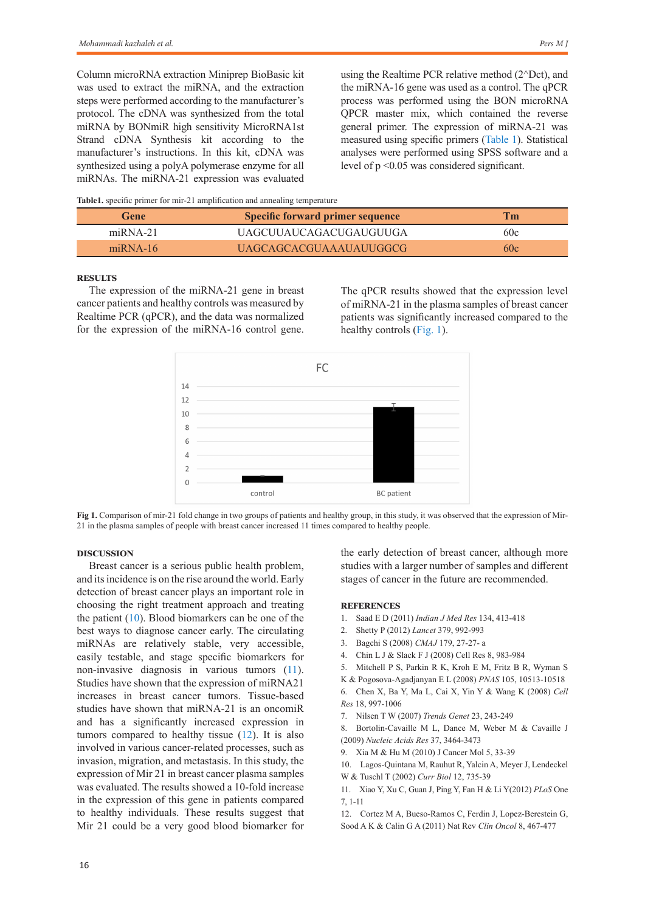Column microRNA extraction Miniprep BioBasic kit was used to extract the miRNA, and the extraction steps were performed according to the manufacturer's protocol. The cDNA was synthesized from the total miRNA by BONmiR high sensitivity MicroRNA1st Strand cDNA Synthesis kit according to the manufacturer's instructions. In this kit, cDNA was synthesized using a polyA polymerase enzyme for all miRNAs. The miRNA-21 expression was evaluated using the Realtime PCR relative method (2^Dct), and the miRNA-16 gene was used as a control. The qPCR process was performed using the BON microRNA QPCR master mix, which contained the reverse general primer. The expression of miRNA-21 was measured using specific primers (Table 1). Statistical analyses were performed using SPSS software and a level of $p < 0.05$ was considered significant.

**Table1.** specific primer for mir-21 amplification and annealing temperature

| Gene | Specific forward primer sequence | Tm |
|---|---|---|
| miRNA-21 | UAGCUUAUCAGACUGAUGUUGA | 60c |
| miRNA-16 | UAGCAGCACGUAAAUAUUGGCG | 60c |

## RESULTS

The expression of the miRNA-21 gene in breast cancer patients and healthy controls was measured by Realtime PCR (qPCR), and the data was normalized for the expression of the miRNA-16 control gene. The qPCR results showed that the expression level of miRNA-21 in the plasma samples of breast cancer patients was significantly increased compared to the healthy controls (Fig. 1).

FC

14
12
10
8
6
4
2
0

control
BC patient

**Fig 1.** Comparison of mir-21 fold change in two groups of patients and healthy group, in this study, it was observed that the expression of Mir-21 in the plasma samples of people with breast cancer increased 11 times compared to healthy people.

## DISCUSSION

Breast cancer is a serious public health problem, and its incidence is on the rise around the world. Early detection of breast cancer plays an important role in choosing the right treatment approach and treating the patient (10). Blood biomarkers can be one of the best ways to diagnose cancer early. The circulating miRNAs are relatively stable, very accessible, easily testable, and stage specific biomarkers for non-invasive diagnosis in various tumors (11). Studies have shown that the expression of miRNA21 increases in breast cancer tumors. Tissue-based studies have shown that miRNA-21 is an oncomiR and has a significantly increased expression in tumors compared to healthy tissue (12). It is also involved in various cancer-related processes, such as invasion, migration, and metastasis. In this study, the expression of Mir 21 in breast cancer plasma samples was evaluated. The results showed a 10-fold increase in the expression of this gene in patients compared to healthy individuals. These results suggest that Mir 21 could be a very good blood biomarker for the early detection of breast cancer, although more studies with a larger number of samples and different stages of cancer in the future are recommended.

## REFERENCES

1. Saad E D (2011) *Indian J Med Res* 134, 413-418
2. Shetty P (2012) *Lancet* 379, 992-993
3. Bagchi S (2008) *CMAJ* 179, 27-27- a
4. Chin L J & Slack F J (2008) Cell Res 8, 983-984
5. Mitchell P S, Parkin R K, Kroh E M, Fritz B R, Wyman S K & Pogosova-Agadjanyan E L (2008) *PNAS* 105, 10513-10518
6. Chen X, Ba Y, Ma L, Cai X, Yin Y & Wang K (2008) *Cell Res* 18, 997-1006
7. Nilsen T W (2007) *Trends Genet* 23, 243-249
8. Bortolin-Cavaille M L, Dance M, Weber M & Cavaille J (2009) *Nucleic Acids Res* 37, 3464-3473
9. Xia M & Hu M (2010) J Cancer Mol 5, 33-39
10. Lagos-Quintana M, Rauhut R, Yalcin A, Meyer J, Lendeckel W & Tuschl T (2002) *Curr Biol* 12, 735-39
11. Xiao Y, Xu C, Guan J, Ping Y, Fan H & Li Y(2012) *PLoS* One 7, 1-11
12. Cortez M A, Bueso-Ramos C, Ferdin J, Lopez-Berestein G, Sood A K & Calin G A (2011) Nat Rev *Clin Oncol* 8, 467-477